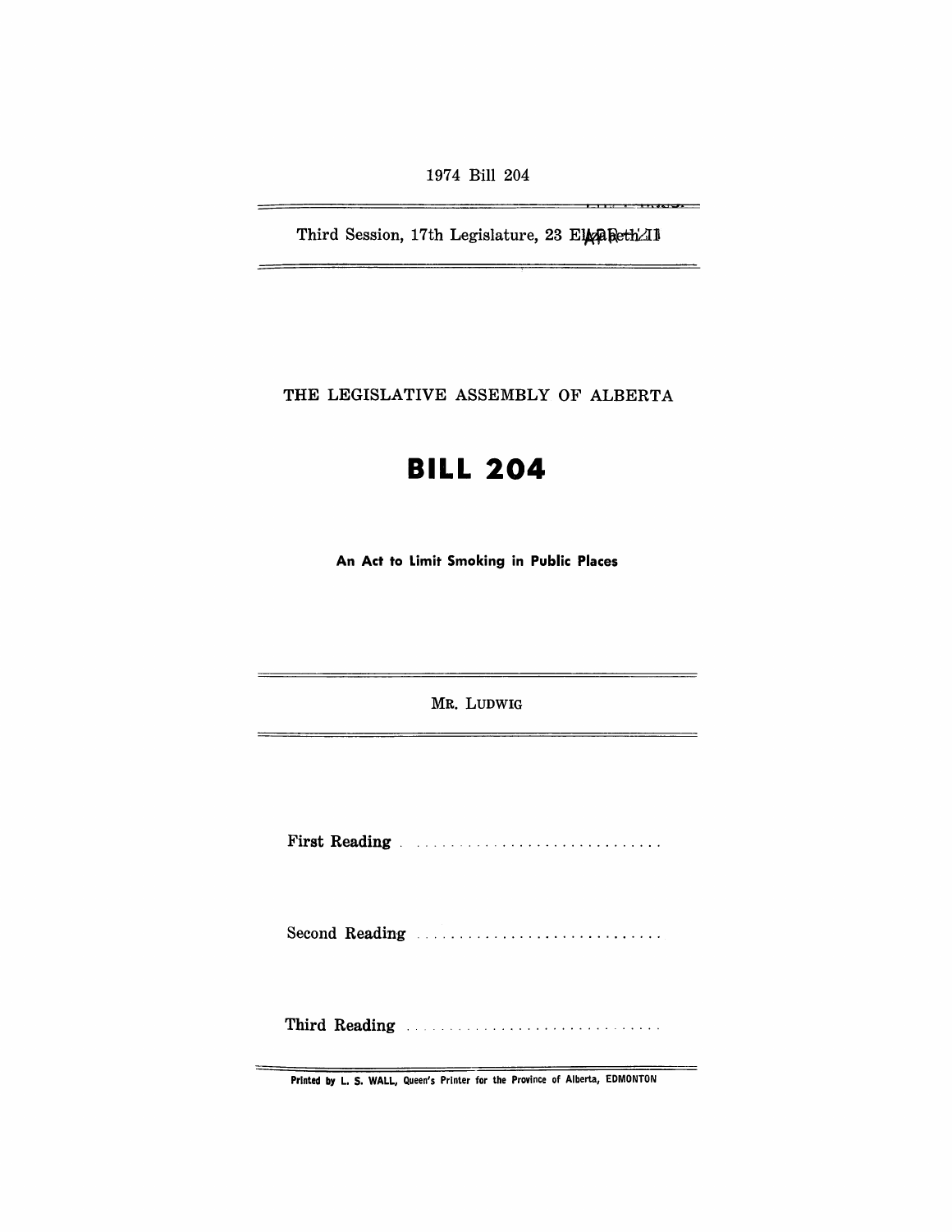1974 Bill 204

Third Session, 17th Legislature, 23 Elizabeth II

THE LEGISLATIVE ASSEMBLY OF ALBERTA

# BILL 204

**An Act to Limit Smoking in Public Places**

MR. LUDWIG

First Reading . . . . . . . . . . . . . . . . . . . . . . . . . . . . .

Second Reading . . . . . . . . . . . . . . . . . . . . . . . . . . . .

Third Reading . . . . . . . . . . . . . . . . . . . . . . . . . . . . .

**Printed by L. S. WALL, Queen's Printer for the Province of Alberta, EDMONTON**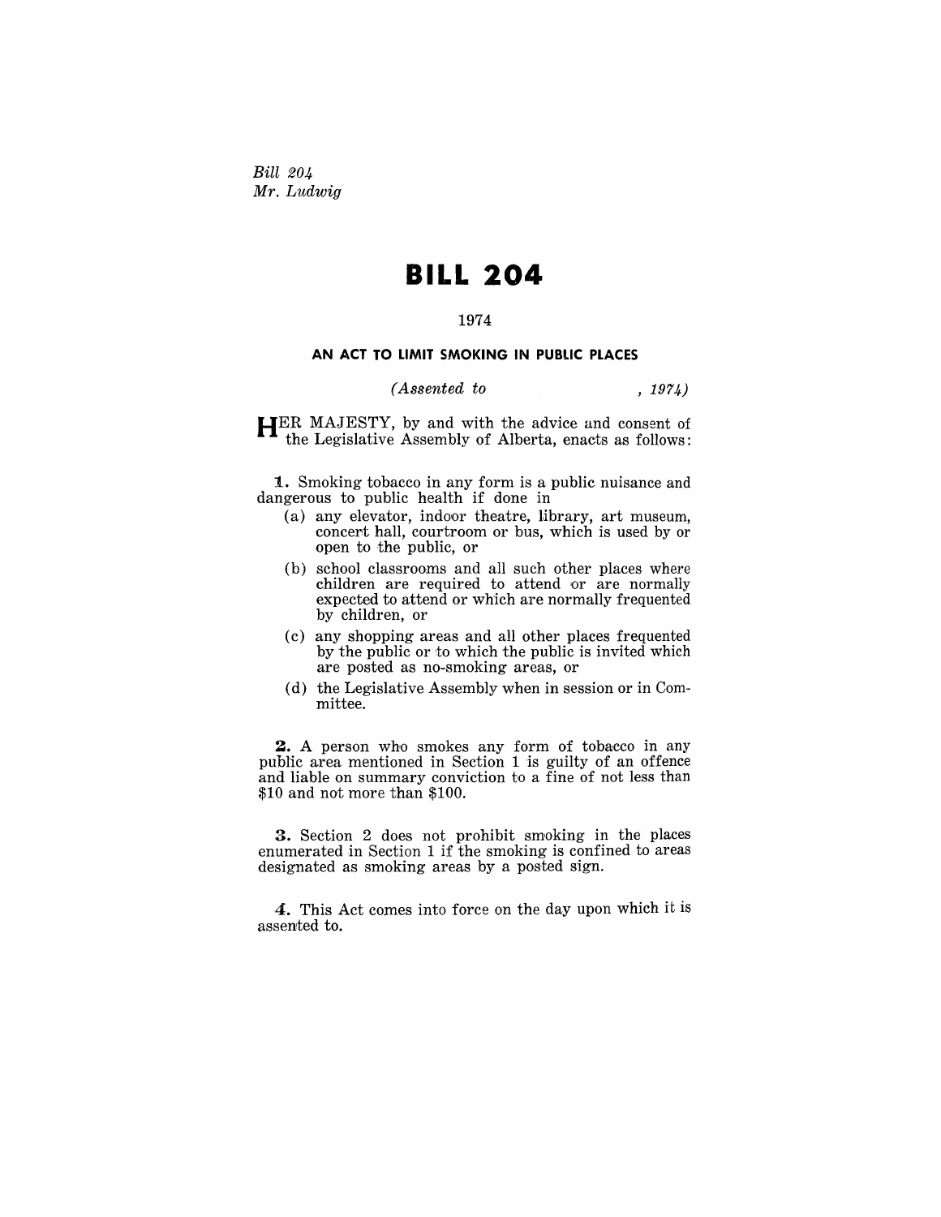*Bill 204*
*Mr. Ludwig*

# BILL 204

1974

## AN ACT TO LIMIT SMOKING IN PUBLIC PLACES

*(Assented to , 1974)*

HER MAJESTY, by and with the advice and consent of the Legislative Assembly of Alberta, enacts as follows:

**1.** Smoking tobacco in any form is a public nuisance and dangerous to public health if done in

(a) any elevator, indoor theatre, library, art museum, concert hall, courtroom or bus, which is used by or open to the public, or

(b) school classrooms and all such other places where children are required to attend or are normally expected to attend or which are normally frequented by children, or

(c) any shopping areas and all other places frequented by the public or to which the public is invited which are posted as no-smoking areas, or

(d) the Legislative Assembly when in session or in Committee.

**2.** A person who smokes any form of tobacco in any public area mentioned in Section 1 is guilty of an offence and liable on summary conviction to a fine of not less than $10 and not more than $100.

**3.** Section 2 does not prohibit smoking in the places enumerated in Section 1 if the smoking is confined to areas designated as smoking areas by a posted sign.

**4.** This Act comes into force on the day upon which it is assented to.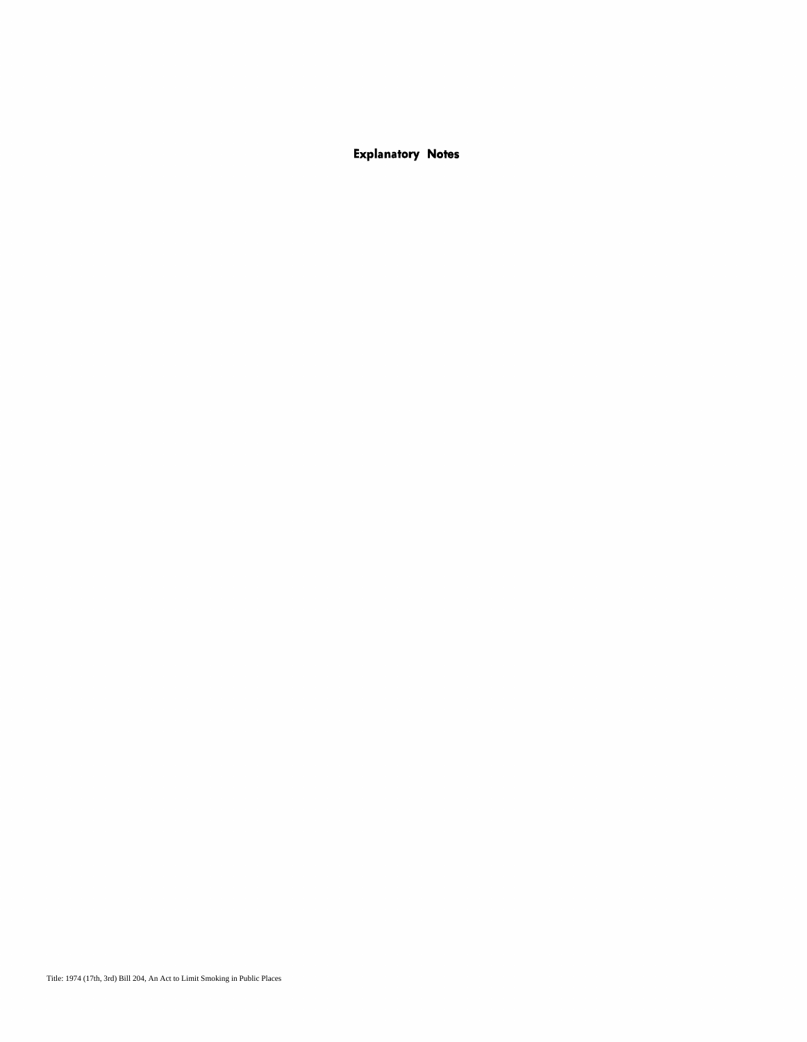# Explanatory Notes